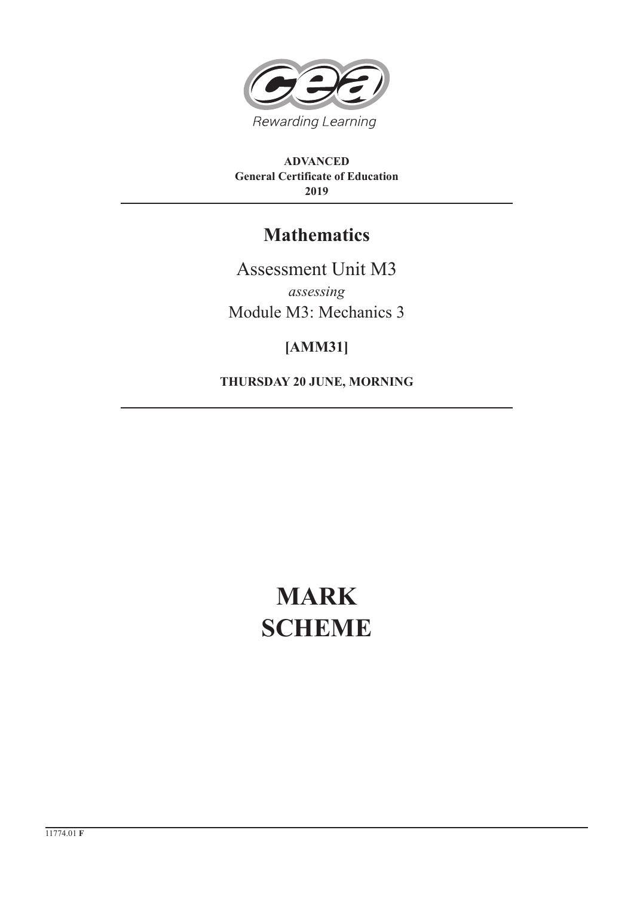Rewarding Learning

**ADVANCED**
**General Certificate of Education**
**2019**

# Mathematics

Assessment Unit M3

*assessing*

Module M3: Mechanics 3

**[AMM31]**

**THURSDAY 20 JUNE, MORNING**

# MARK SCHEME

11774.01 **F**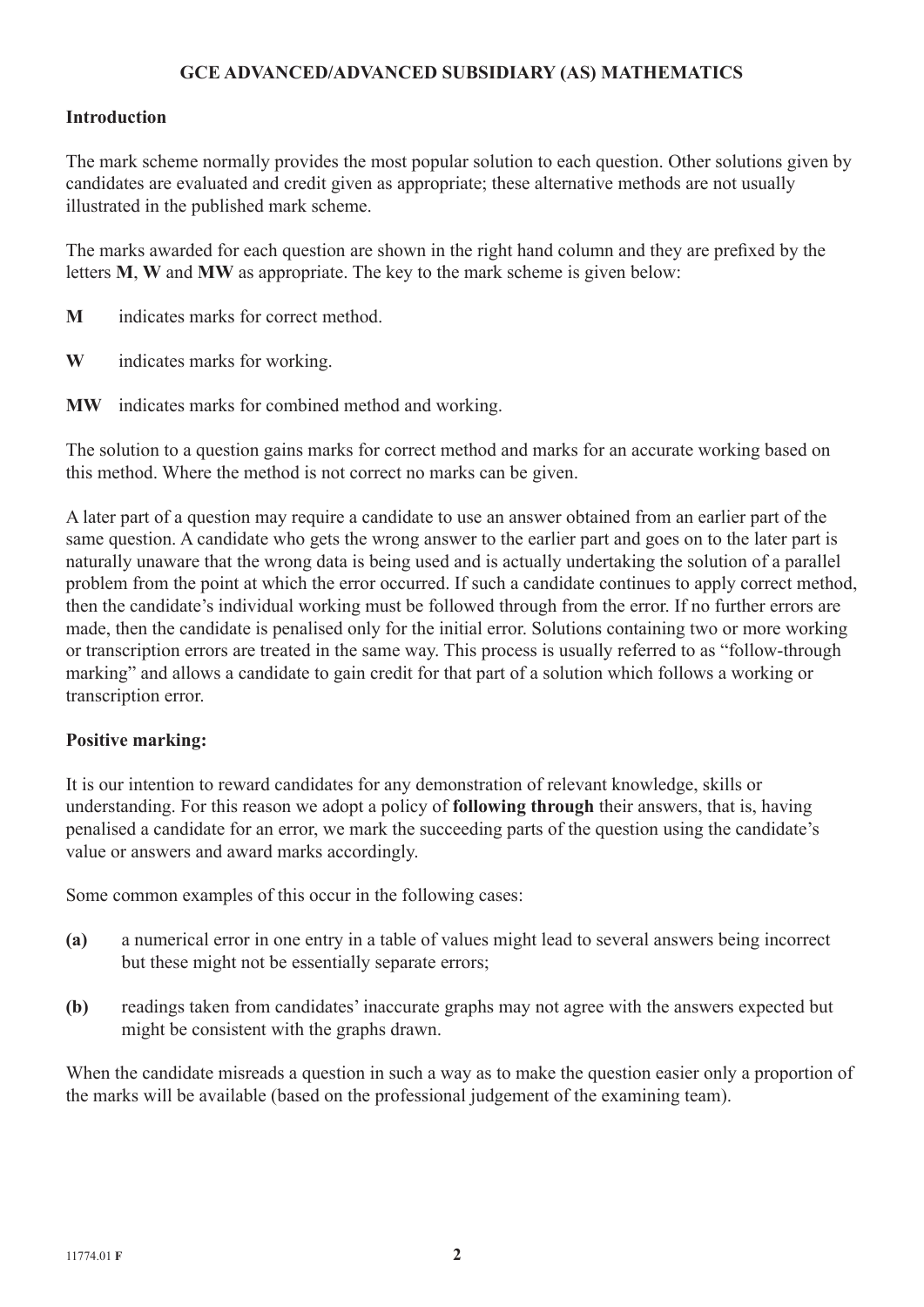# GCE ADVANCED/ADVANCED SUBSIDIARY (AS) MATHEMATICS

## Introduction

The mark scheme normally provides the most popular solution to each question. Other solutions given by candidates are evaluated and credit given as appropriate; these alternative methods are not usually illustrated in the published mark scheme.

The marks awarded for each question are shown in the right hand column and they are prefixed by the letters **M**, **W** and **MW** as appropriate. The key to the mark scheme is given below:

**M** indicates marks for correct method.

**W** indicates marks for working.

**MW** indicates marks for combined method and working.

The solution to a question gains marks for correct method and marks for an accurate working based on this method. Where the method is not correct no marks can be given.

A later part of a question may require a candidate to use an answer obtained from an earlier part of the same question. A candidate who gets the wrong answer to the earlier part and goes on to the later part is naturally unaware that the wrong data is being used and is actually undertaking the solution of a parallel problem from the point at which the error occurred. If such a candidate continues to apply correct method, then the candidate's individual working must be followed through from the error. If no further errors are made, then the candidate is penalised only for the initial error. Solutions containing two or more working or transcription errors are treated in the same way. This process is usually referred to as "follow-through marking" and allows a candidate to gain credit for that part of a solution which follows a working or transcription error.

## Positive marking:

It is our intention to reward candidates for any demonstration of relevant knowledge, skills or understanding. For this reason we adopt a policy of **following through** their answers, that is, having penalised a candidate for an error, we mark the succeeding parts of the question using the candidate's value or answers and award marks accordingly.

Some common examples of this occur in the following cases:

**(a)** a numerical error in one entry in a table of values might lead to several answers being incorrect but these might not be essentially separate errors;

**(b)** readings taken from candidates' inaccurate graphs may not agree with the answers expected but might be consistent with the graphs drawn.

When the candidate misreads a question in such a way as to make the question easier only a proportion of the marks will be available (based on the professional judgement of the examining team).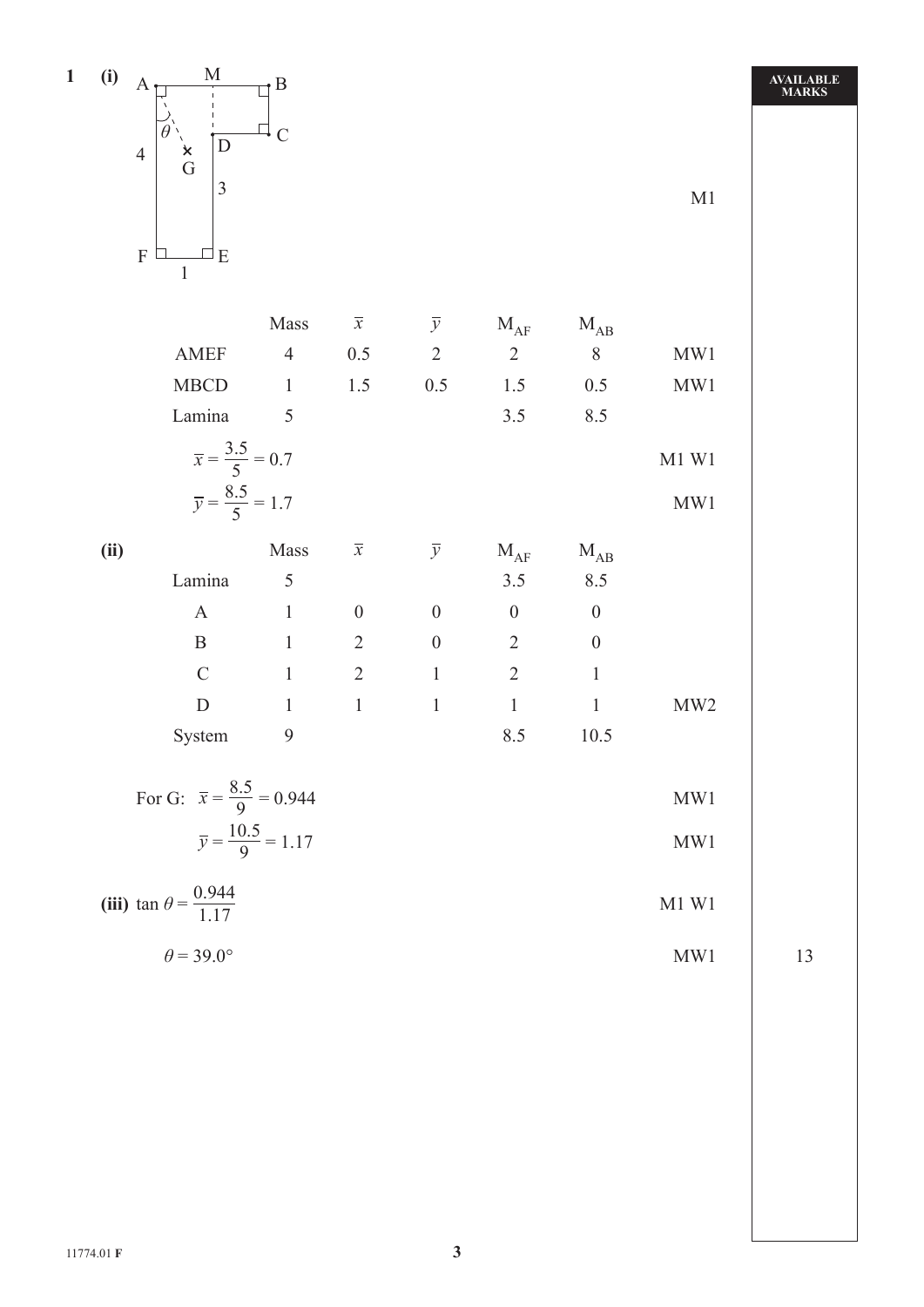**1 (i)**

A M B
C
D
θ
4 G
3
F E
1

M1

| | Mass | $\bar{x}$ | $\bar{y}$ | $M_{AF}$ | $M_{AB}$ | |
|---|---|---|---|---|---|---|
| AMEF | 4 | 0.5 | 2 | 2 | 8 | MW1 |
| MBCD | 1 | 1.5 | 0.5 | 1.5 | 0.5 | MW1 |
| Lamina | 5 | | | 3.5 | 8.5 | |

$\bar{x} = \frac{3.5}{5} = 0.7$ M1 W1

$\bar{y} = \frac{8.5}{5} = 1.7$ MW1

**(ii)**

| | Mass | $\bar{x}$ | $\bar{y}$ | $M_{AF}$ | $M_{AB}$ | |
|---|---|---|---|---|---|---|
| Lamina | 5 | | | 3.5 | 8.5 | |
| A | 1 | 0 | 0 | 0 | 0 | |
| B | 1 | 2 | 0 | 2 | 0 | |
| C | 1 | 2 | 1 | 2 | 1 | |
| D | 1 | 1 | 1 | 1 | 1 | MW2 |
| System | 9 | | | 8.5 | 10.5 | |

For G: $\bar{x} = \frac{8.5}{9} = 0.944$ MW1

$\bar{y} = \frac{10.5}{9} = 1.17$ MW1

**(iii)** $\tan\theta = \frac{0.944}{1.17}$ M1 W1

$\theta = 39.0°$ MW1

AVAILABLE MARKS: 13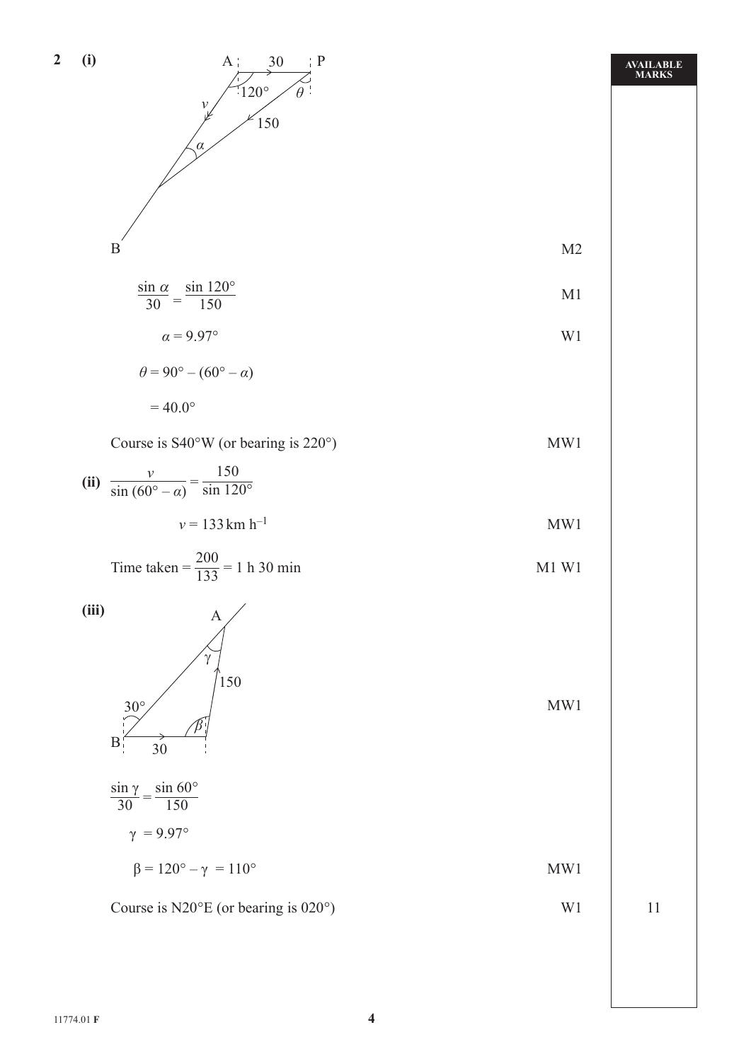**2 (i)**

A, P, B (diagram: AP = 30, angle 120° at A, $\theta$ at P, $v$, $\alpha$, 150) — M2

$$\frac{\sin \alpha}{30} = \frac{\sin 120°}{150}$$ M1

$\alpha = 9.97°$ W1

$\theta = 90° - (60° - \alpha)$

$= 40.0°$

Course is S40°W (or bearing is 220°) MW1

**(ii)** $$\frac{v}{\sin (60° - \alpha)} = \frac{150}{\sin 120°}$$

$v = 133\,\text{km h}^{-1}$ MW1

Time taken $= \frac{200}{133} = 1$ h 30 min M1 W1

**(iii)**

(diagram: A, B, 30°, $\gamma$, 150, $\beta$, 30) — MW1

$$\frac{\sin \gamma}{30} = \frac{\sin 60°}{150}$$

$\gamma = 9.97°$

$\beta = 120° - \gamma = 110°$ MW1

Course is N20°E (or bearing is 020°) W1

AVAILABLE MARKS: 11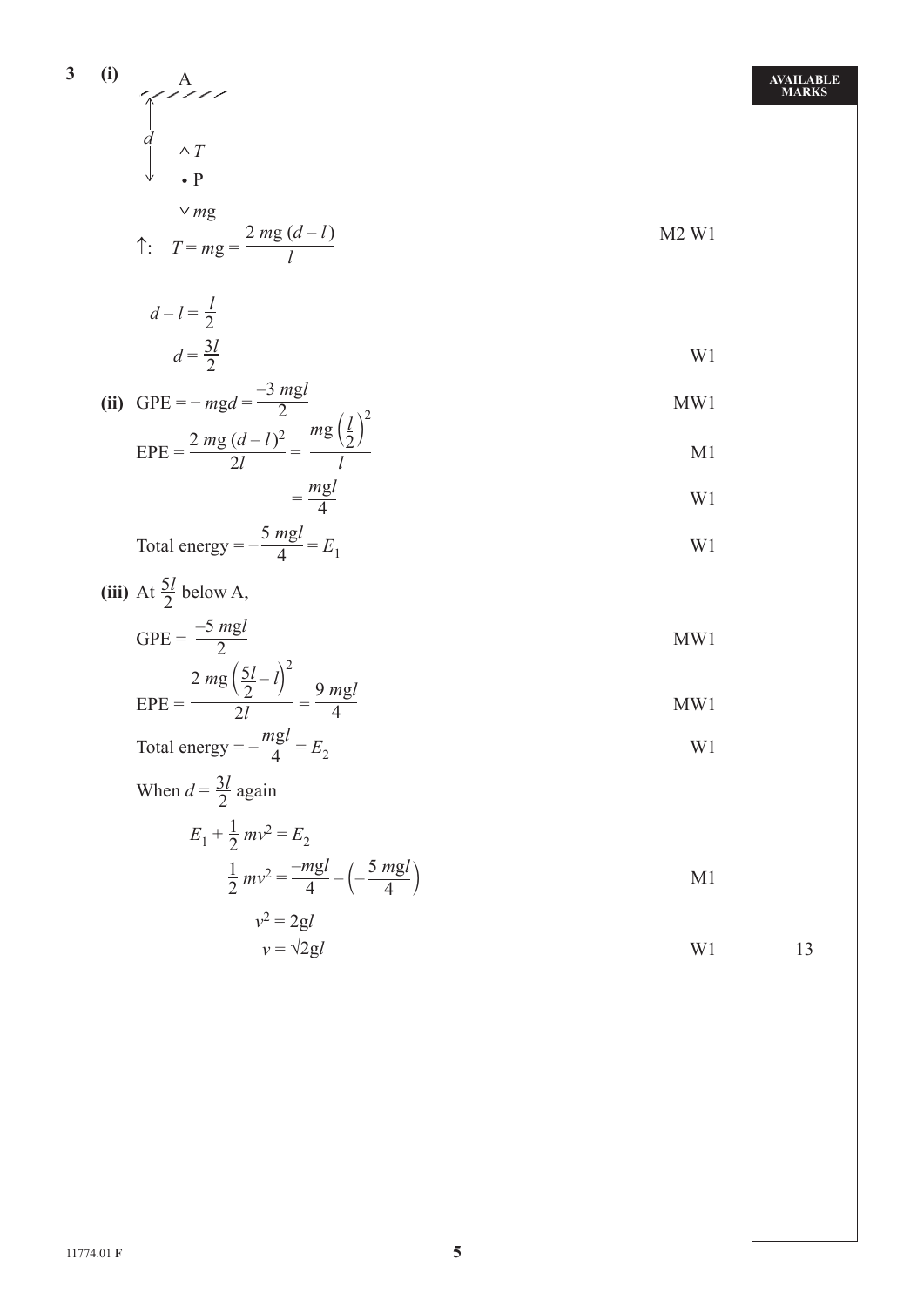**3 (i)**

A

$d$ &nbsp;&nbsp; $\uparrow T$

P

$\downarrow mg$

$\uparrow$: $\quad T = mg = \dfrac{2\,mg\,(d-l)}{l}$ &nbsp;&nbsp;&nbsp;&nbsp; M2 W1

$$d - l = \frac{l}{2}$$

$$d = \frac{3l}{2}$$ &nbsp;&nbsp;&nbsp;&nbsp; W1

**(ii)** GPE $= -\,mgd = \dfrac{-3\,mgl}{2}$ &nbsp;&nbsp;&nbsp;&nbsp; MW1

EPE $= \dfrac{2\,mg\,(d-l)^2}{2l} = \dfrac{mg\left(\frac{l}{2}\right)^2}{l}$ &nbsp;&nbsp;&nbsp;&nbsp; M1

$= \dfrac{mgl}{4}$ &nbsp;&nbsp;&nbsp;&nbsp; W1

Total energy $= -\dfrac{5\,mgl}{4} = E_1$ &nbsp;&nbsp;&nbsp;&nbsp; W1

**(iii)** At $\frac{5l}{2}$ below A,

GPE $= \dfrac{-5\,mgl}{2}$ &nbsp;&nbsp;&nbsp;&nbsp; MW1

EPE $= \dfrac{2\,mg\left(\frac{5l}{2} - l\right)^2}{2l} = \dfrac{9\,mgl}{4}$ &nbsp;&nbsp;&nbsp;&nbsp; MW1

Total energy $= -\dfrac{mgl}{4} = E_2$ &nbsp;&nbsp;&nbsp;&nbsp; W1

When $d = \frac{3l}{2}$ again

$$E_1 + \frac{1}{2}\,mv^2 = E_2$$

$$\frac{1}{2}\,mv^2 = \frac{-mgl}{4} - \left(-\frac{5\,mgl}{4}\right)$$ &nbsp;&nbsp;&nbsp;&nbsp; M1

$$v^2 = 2gl$$

$$v = \sqrt{2gl}$$ &nbsp;&nbsp;&nbsp;&nbsp; W1 &nbsp;&nbsp;&nbsp;&nbsp; 13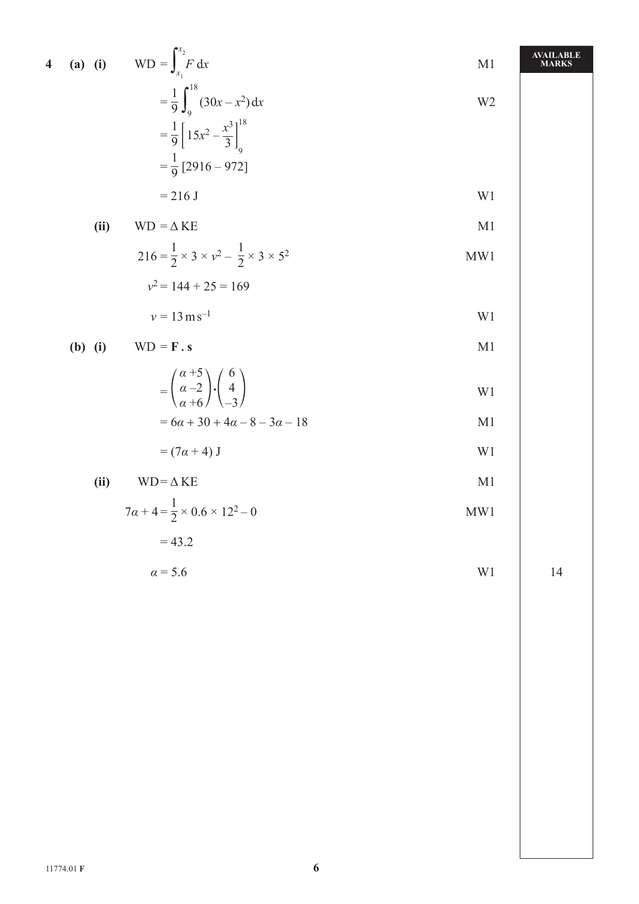| | | | AVAILABLE MARKS |
|---|---|---|---|
| **4 (a) (i)** | $\text{WD} = \int_{x_1}^{x_2} F\,\mathrm{d}x$ | M1 | |
| | $= \frac{1}{9}\int_{9}^{18} (30x - x^2)\,\mathrm{d}x$ | W2 | |
| | $= \frac{1}{9}\left[15x^2 - \frac{x^3}{3}\right]_9^{18}$ | | |
| | $= \frac{1}{9}[2916 - 972]$ | | |
| | $= 216\text{ J}$ | W1 | |
| **(ii)** | $\text{WD} = \Delta\,\text{KE}$ | M1 | |
| | $216 = \frac{1}{2} \times 3 \times v^2 - \frac{1}{2} \times 3 \times 5^2$ | MW1 | |
| | $v^2 = 144 + 25 = 169$ | | |
| | $v = 13\text{ m s}^{-1}$ | W1 | |
| **(b) (i)** | $\text{WD} = \mathbf{F} \cdot \mathbf{s}$ | M1 | |
| | $= \begin{pmatrix} \alpha + 5 \\ \alpha - 2 \\ \alpha + 6 \end{pmatrix} \cdot \begin{pmatrix} 6 \\ 4 \\ -3 \end{pmatrix}$ | W1 | |
| | $= 6\alpha + 30 + 4\alpha - 8 - 3\alpha - 18$ | M1 | |
| | $= (7\alpha + 4)\text{ J}$ | W1 | |
| **(ii)** | $\text{WD} = \Delta\,\text{KE}$ | M1 | |
| | $7\alpha + 4 = \frac{1}{2} \times 0.6 \times 12^2 - 0$ | MW1 | |
| | $= 43.2$ | | |
| | $\alpha = 5.6$ | W1 | 14 |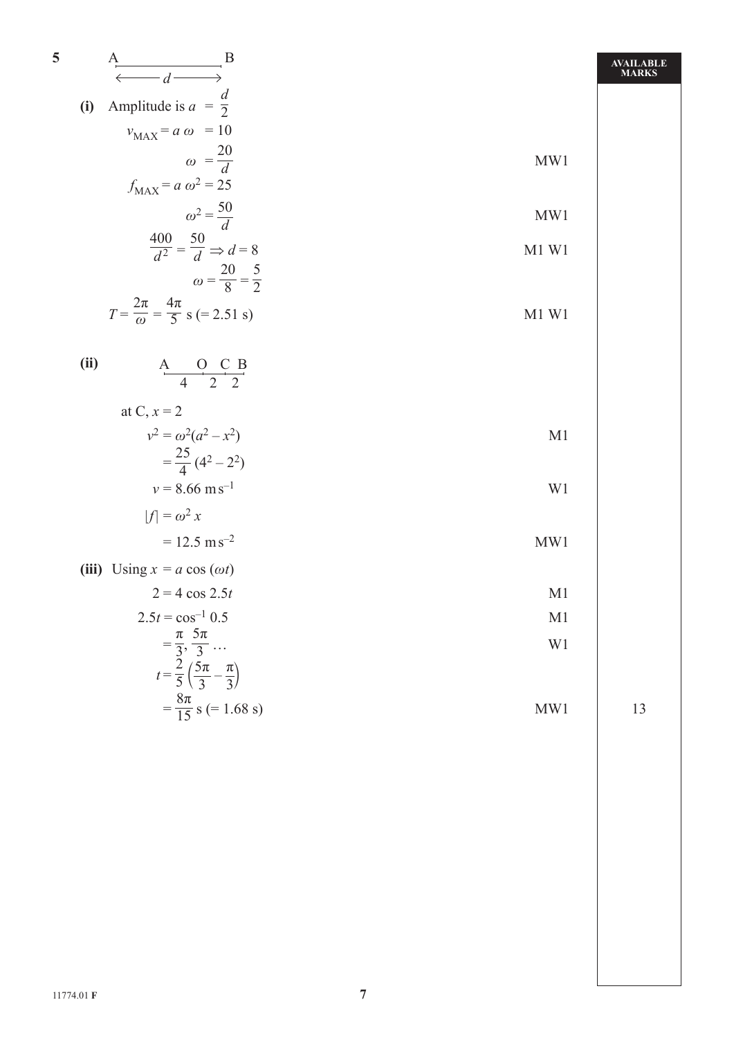**5** A ——— B (with $\longleftarrow d \longrightarrow$ between A and B)

**AVAILABLE MARKS**

**(i)** Amplitude is $a = \dfrac{d}{2}$

$v_{\text{MAX}} = a\,\omega = 10$

$\omega = \dfrac{20}{d}$ — MW1

$f_{\text{MAX}} = a\,\omega^2 = 25$

$\omega^2 = \dfrac{50}{d}$ — MW1

$\dfrac{400}{d^2} = \dfrac{50}{d} \Rightarrow d = 8$ — M1 W1

$\omega = \dfrac{20}{8} = \dfrac{5}{2}$

$T = \dfrac{2\pi}{\omega} = \dfrac{4\pi}{5}$ s $(= 2.51$ s$)$ — M1 W1

**(ii)** A — O — C — B (with AO = 4, OC = 2, CB = 2)

at C, $x = 2$

$v^2 = \omega^2(a^2 - x^2)$ — M1

$= \dfrac{25}{4}(4^2 - 2^2)$

$v = 8.66\ \text{m s}^{-1}$ — W1

$|f| = \omega^2 x$

$= 12.5\ \text{m s}^{-2}$ — MW1

**(iii)** Using $x = a\cos(\omega t)$

$2 = 4\cos 2.5t$ — M1

$2.5t = \cos^{-1} 0.5$ — M1

$= \dfrac{\pi}{3}, \dfrac{5\pi}{3} \ldots$ — W1

$t = \dfrac{2}{5}\left(\dfrac{5\pi}{3} - \dfrac{\pi}{3}\right)$

$= \dfrac{8\pi}{15}$ s $(= 1.68$ s$)$ — MW1

13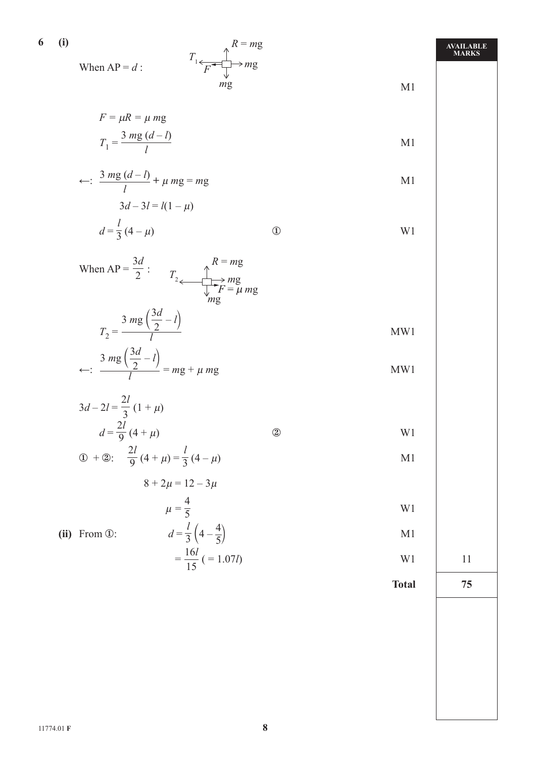**6 (i)** When AP = $d$ :

$T_1$ ← $F$ ← □ → $mg$, $R = mg$ ↑, $mg$ ↓ — M1

$F = \mu R = \mu\, mg$

$T_1 = \dfrac{3\, mg\, (d - l)}{l}$ — M1

$\leftarrow$: $\dfrac{3\, mg\, (d - l)}{l} + \mu\, mg = mg$ — M1

$3d - 3l = l(1 - \mu)$

$d = \dfrac{l}{3}(4 - \mu)$ ① — W1

When AP = $\dfrac{3d}{2}$ :

$T_2$ ← □ → $mg$, $F = \mu\, mg$ →, $R = mg$ ↑, $mg$ ↓

$T_2 = \dfrac{3\, mg\left(\dfrac{3d}{2} - l\right)}{l}$ — MW1

$\leftarrow$: $\dfrac{3\, mg\left(\dfrac{3d}{2} - l\right)}{l} = mg + \mu\, mg$ — MW1

$3d - 2l = \dfrac{2l}{3}(1 + \mu)$

$d = \dfrac{2l}{9}(4 + \mu)$ ② — W1

① + ②: $\dfrac{2l}{9}(4 + \mu) = \dfrac{l}{3}(4 - \mu)$ — M1

$8 + 2\mu = 12 - 3\mu$

$\mu = \dfrac{4}{5}$ — W1

**(ii)** From ①: $d = \dfrac{l}{3}\left(4 - \dfrac{4}{5}\right)$ — M1

$= \dfrac{16l}{15}$ ( $= 1.07l$) — W1

| | AVAILABLE MARKS |
|---|---|
| | 11 |
| **Total** | **75** |